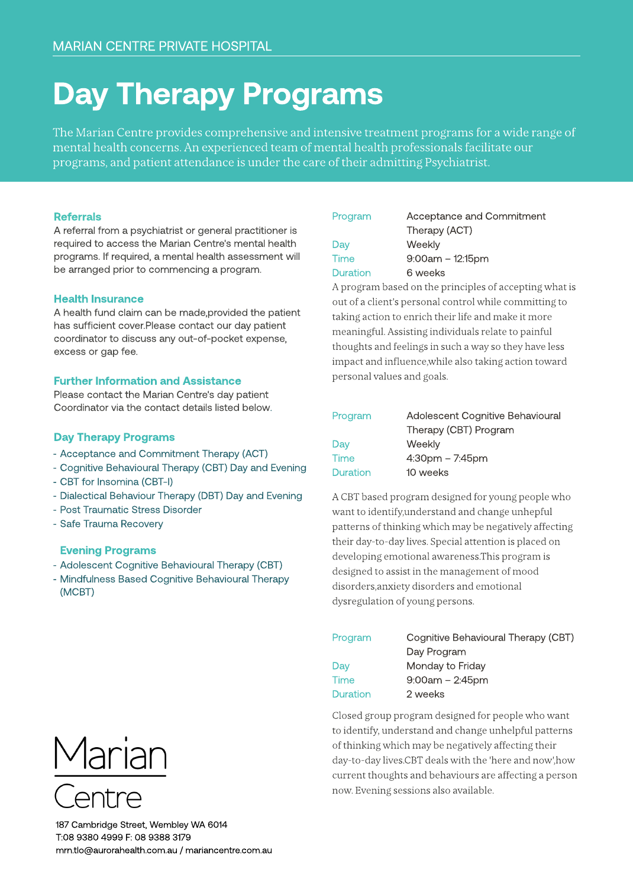MARIAN CENTRE PRIVATE HOSPITAL

# Day Therapy Programs

The Marian Centre provides comprehensive and intensive treatment programs for a wide range of mental health concerns. An experienced team of mental health professionals facilitate our programs, and patient attendance is under the care of their admitting Psychiatrist.

### Referrals

A referral from a psychiatrist or general practitioner is required to access the Marian Centre's mental health programs. If required, a mental health assessment will be arranged prior to commencing a program.

### Health Insurance

A health fund claim can be made,provided the patient has sufficient cover.Please contact our day patient coordinator to discuss any out-of-pocket expense, excess or gap fee.

### Further Information and Assistance

Please contact the Marian Centre's day patient Coordinator via the contact details listed below.

### Day Therapy Programs

- Acceptance and Commitment Therapy (ACT)
- Cognitive Behavioural Therapy (CBT) Day and Evening
- CBT for Insomina (CBT-I)
- Dialectical Behaviour Therapy (DBT) Day and Evening
- Post Traumatic Stress Disorder
- Safe Trauma Recovery

### Evening Programs

- Adolescent Cognitive Behavioural Therapy (CBT)
- Mindfulness Based Cognitive Behavioural Therapy (MCBT)

Marian Centre

187 Cambridge Street, Wembley WA 6014
T:08 9380 4999 F: 08 9388 3179
mrn.tlo@aurorahealth.com.au / mariancentre.com.au

| | |
|---|---|
| Program | Acceptance and Commitment Therapy (ACT) |
| Day | Weekly |
| Time | 9:00am – 12:15pm |
| Duration | 6 weeks |

A program based on the principles of accepting what is out of a client's personal control while committing to taking action to enrich their life and make it more meaningful. Assisting individuals relate to painful thoughts and feelings in such a way so they have less impact and influence,while also taking action toward personal values and goals.

| | |
|---|---|
| Program | Adolescent Cognitive Behavioural Therapy (CBT) Program |
| Day | Weekly |
| Time | 4:30pm – 7:45pm |
| Duration | 10 weeks |

A CBT based program designed for young people who want to identify,understand and change unhepful patterns of thinking which may be negatively affecting their day-to-day lives. Special attention is placed on developing emotional awareness.This program is designed to assist in the management of mood disorders,anxiety disorders and emotional dysregulation of young persons.

| | |
|---|---|
| Program | Cognitive Behavioural Therapy (CBT) Day Program |
| Day | Monday to Friday |
| Time | 9:00am – 2:45pm |
| Duration | 2 weeks |

Closed group program designed for people who want to identify, understand and change unhelpful patterns of thinking which may be negatively affecting their day-to-day lives.CBT deals with the 'here and now',how current thoughts and behaviours are affecting a person now. Evening sessions also available.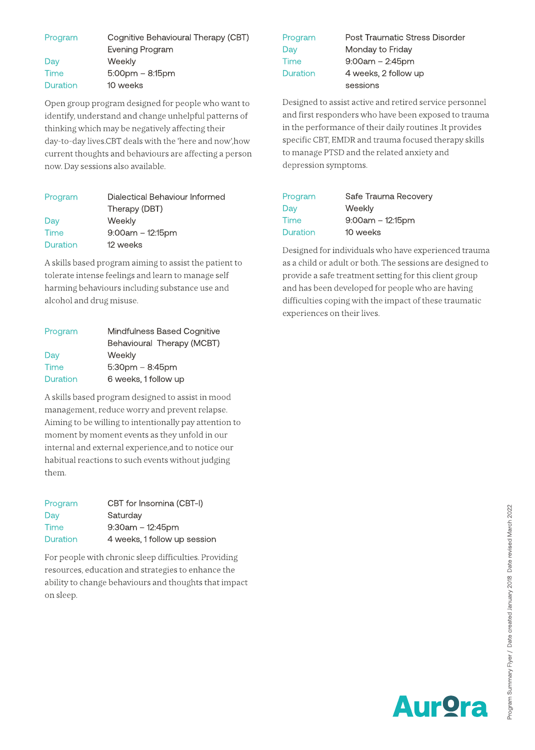| | |
|---|---|
| Program | Cognitive Behavioural Therapy (CBT) Evening Program |
| Day | Weekly |
| Time | 5:00pm – 8:15pm |
| Duration | 10 weeks |

Open group program designed for people who want to identify, understand and change unhelpful patterns of thinking which may be negatively affecting their day-to-day lives.CBT deals with the 'here and now',how current thoughts and behaviours are affecting a person now. Day sessions also available.

| | |
|---|---|
| Program | Dialectical Behaviour Informed Therapy (DBT) |
| Day | Weekly |
| Time | 9:00am – 12:15pm |
| Duration | 12 weeks |

A skills based program aiming to assist the patient to tolerate intense feelings and learn to manage self harming behaviours including substance use and alcohol and drug misuse.

| | |
|---|---|
| Program | Mindfulness Based Cognitive Behavioural Therapy (MCBT) |
| Day | Weekly |
| Time | 5:30pm – 8:45pm |
| Duration | 6 weeks, 1 follow up |

A skills based program designed to assist in mood management, reduce worry and prevent relapse. Aiming to be willing to intentionally pay attention to moment by moment events as they unfold in our internal and external experience,and to notice our habitual reactions to such events without judging them.

| | |
|---|---|
| Program | CBT for Insomina (CBT-I) |
| Day | Saturday |
| Time | 9:30am – 12:45pm |
| Duration | 4 weeks, 1 follow up session |

For people with chronic sleep difficulties. Providing resources, education and strategies to enhance the ability to change behaviours and thoughts that impact on sleep.

| | |
|---|---|
| Program | Post Traumatic Stress Disorder |
| Day | Monday to Friday |
| Time | 9:00am – 2:45pm |
| Duration | 4 weeks, 2 follow up sessions |

Designed to assist active and retired service personnel and first responders who have been exposed to trauma in the performance of their daily routines .It provides specific CBT, EMDR and trauma focused therapy skills to manage PTSD and the related anxiety and depression symptoms.

| | |
|---|---|
| Program | Safe Trauma Recovery |
| Day | Weekly |
| Time | 9:00am – 12:15pm |
| Duration | 10 weeks |

Designed for individuals who have experienced trauma as a child or adult or both. The sessions are designed to provide a safe treatment setting for this client group and has been developed for people who are having difficulties coping with the impact of these traumatic experiences on their lives.

Aurora

Program Summary Flyer / Date created January 2018 Date revised March 2022